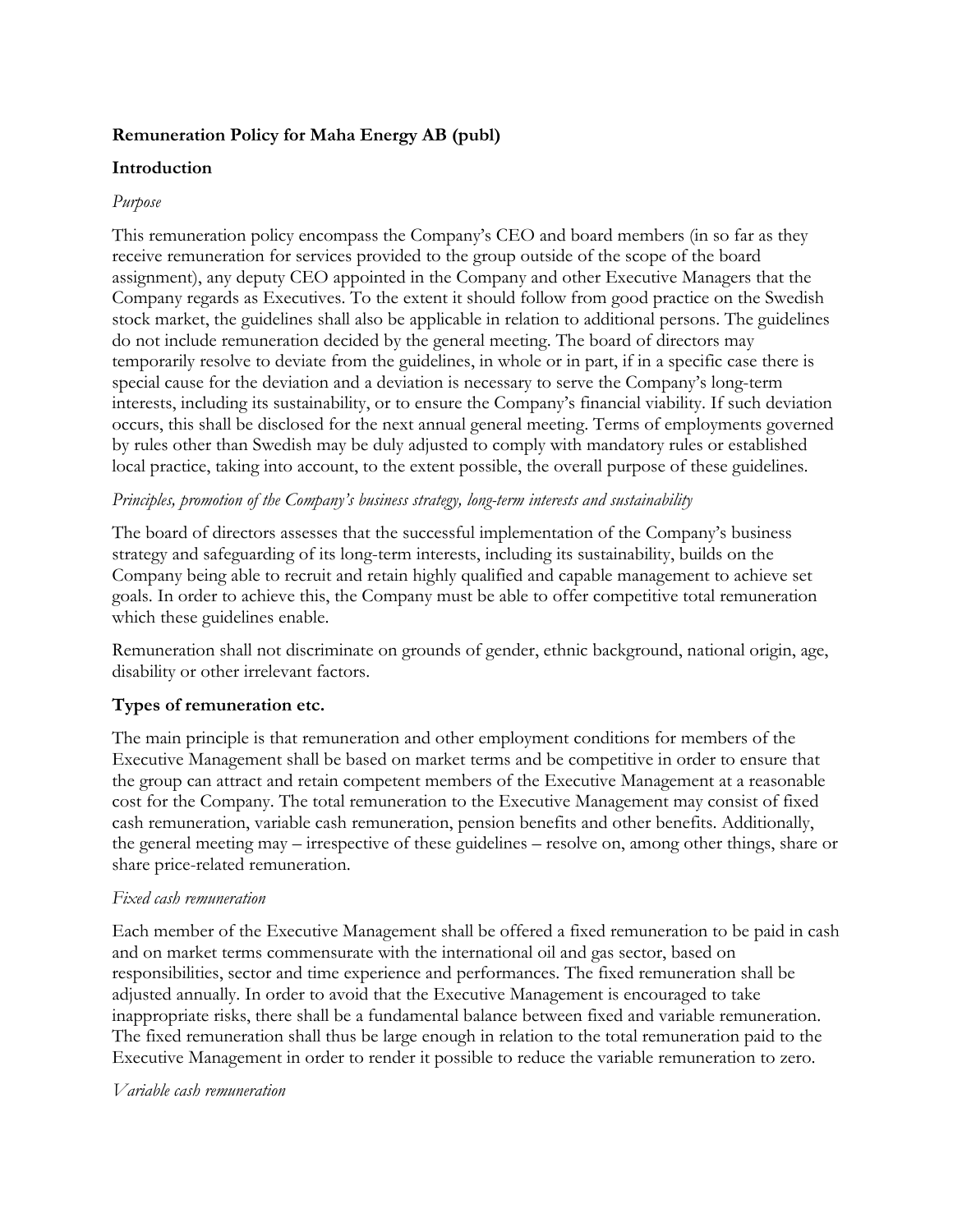# Remuneration Policy for Maha Energy AB (publ)

## Introduction

*Purpose*

This remuneration policy encompass the Company's CEO and board members (in so far as they receive remuneration for services provided to the group outside of the scope of the board assignment), any deputy CEO appointed in the Company and other Executive Managers that the Company regards as Executives. To the extent it should follow from good practice on the Swedish stock market, the guidelines shall also be applicable in relation to additional persons. The guidelines do not include remuneration decided by the general meeting. The board of directors may temporarily resolve to deviate from the guidelines, in whole or in part, if in a specific case there is special cause for the deviation and a deviation is necessary to serve the Company's long-term interests, including its sustainability, or to ensure the Company's financial viability. If such deviation occurs, this shall be disclosed for the next annual general meeting. Terms of employments governed by rules other than Swedish may be duly adjusted to comply with mandatory rules or established local practice, taking into account, to the extent possible, the overall purpose of these guidelines.

*Principles, promotion of the Company's business strategy, long-term interests and sustainability*

The board of directors assesses that the successful implementation of the Company's business strategy and safeguarding of its long-term interests, including its sustainability, builds on the Company being able to recruit and retain highly qualified and capable management to achieve set goals. In order to achieve this, the Company must be able to offer competitive total remuneration which these guidelines enable.

Remuneration shall not discriminate on grounds of gender, ethnic background, national origin, age, disability or other irrelevant factors.

## Types of remuneration etc.

The main principle is that remuneration and other employment conditions for members of the Executive Management shall be based on market terms and be competitive in order to ensure that the group can attract and retain competent members of the Executive Management at a reasonable cost for the Company. The total remuneration to the Executive Management may consist of fixed cash remuneration, variable cash remuneration, pension benefits and other benefits. Additionally, the general meeting may – irrespective of these guidelines – resolve on, among other things, share or share price-related remuneration.

*Fixed cash remuneration*

Each member of the Executive Management shall be offered a fixed remuneration to be paid in cash and on market terms commensurate with the international oil and gas sector, based on responsibilities, sector and time experience and performances. The fixed remuneration shall be adjusted annually. In order to avoid that the Executive Management is encouraged to take inappropriate risks, there shall be a fundamental balance between fixed and variable remuneration. The fixed remuneration shall thus be large enough in relation to the total remuneration paid to the Executive Management in order to render it possible to reduce the variable remuneration to zero.

*Variable cash remuneration*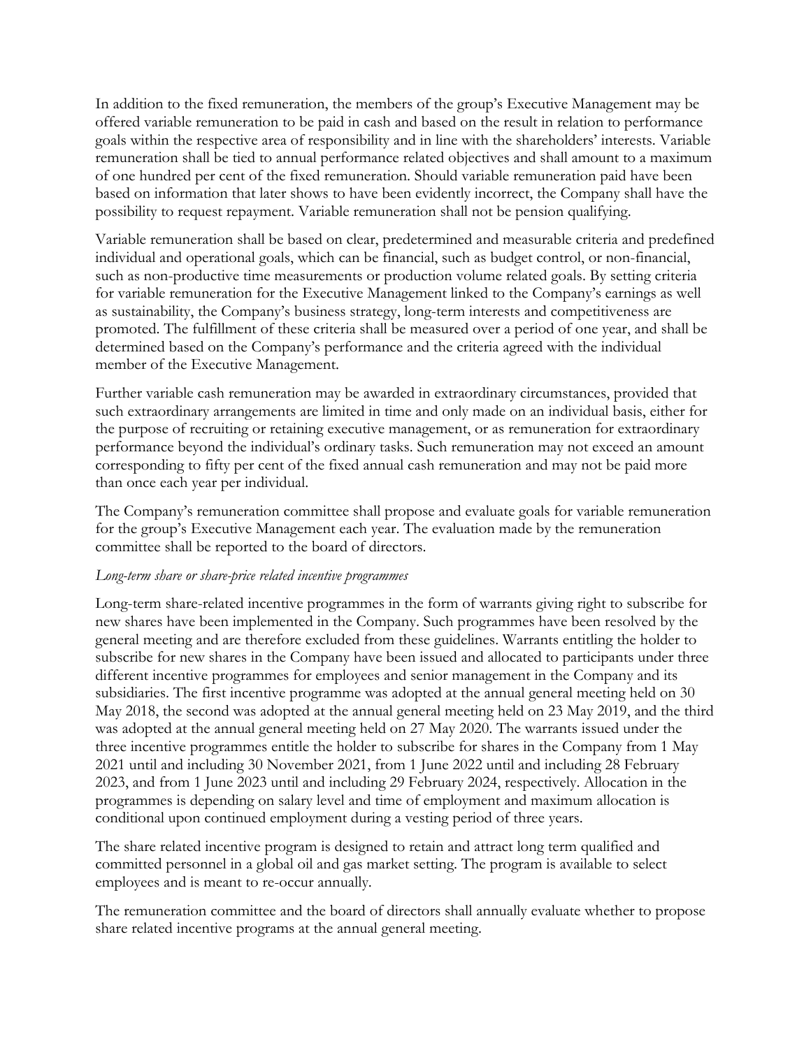In addition to the fixed remuneration, the members of the group's Executive Management may be offered variable remuneration to be paid in cash and based on the result in relation to performance goals within the respective area of responsibility and in line with the shareholders' interests. Variable remuneration shall be tied to annual performance related objectives and shall amount to a maximum of one hundred per cent of the fixed remuneration. Should variable remuneration paid have been based on information that later shows to have been evidently incorrect, the Company shall have the possibility to request repayment. Variable remuneration shall not be pension qualifying.

Variable remuneration shall be based on clear, predetermined and measurable criteria and predefined individual and operational goals, which can be financial, such as budget control, or non-financial, such as non-productive time measurements or production volume related goals. By setting criteria for variable remuneration for the Executive Management linked to the Company's earnings as well as sustainability, the Company's business strategy, long-term interests and competitiveness are promoted. The fulfillment of these criteria shall be measured over a period of one year, and shall be determined based on the Company's performance and the criteria agreed with the individual member of the Executive Management.

Further variable cash remuneration may be awarded in extraordinary circumstances, provided that such extraordinary arrangements are limited in time and only made on an individual basis, either for the purpose of recruiting or retaining executive management, or as remuneration for extraordinary performance beyond the individual's ordinary tasks. Such remuneration may not exceed an amount corresponding to fifty per cent of the fixed annual cash remuneration and may not be paid more than once each year per individual.

The Company's remuneration committee shall propose and evaluate goals for variable remuneration for the group's Executive Management each year. The evaluation made by the remuneration committee shall be reported to the board of directors.

*Long-term share or share-price related incentive programmes*

Long-term share-related incentive programmes in the form of warrants giving right to subscribe for new shares have been implemented in the Company. Such programmes have been resolved by the general meeting and are therefore excluded from these guidelines. Warrants entitling the holder to subscribe for new shares in the Company have been issued and allocated to participants under three different incentive programmes for employees and senior management in the Company and its subsidiaries. The first incentive programme was adopted at the annual general meeting held on 30 May 2018, the second was adopted at the annual general meeting held on 23 May 2019, and the third was adopted at the annual general meeting held on 27 May 2020. The warrants issued under the three incentive programmes entitle the holder to subscribe for shares in the Company from 1 May 2021 until and including 30 November 2021, from 1 June 2022 until and including 28 February 2023, and from 1 June 2023 until and including 29 February 2024, respectively. Allocation in the programmes is depending on salary level and time of employment and maximum allocation is conditional upon continued employment during a vesting period of three years.

The share related incentive program is designed to retain and attract long term qualified and committed personnel in a global oil and gas market setting. The program is available to select employees and is meant to re-occur annually.

The remuneration committee and the board of directors shall annually evaluate whether to propose share related incentive programs at the annual general meeting.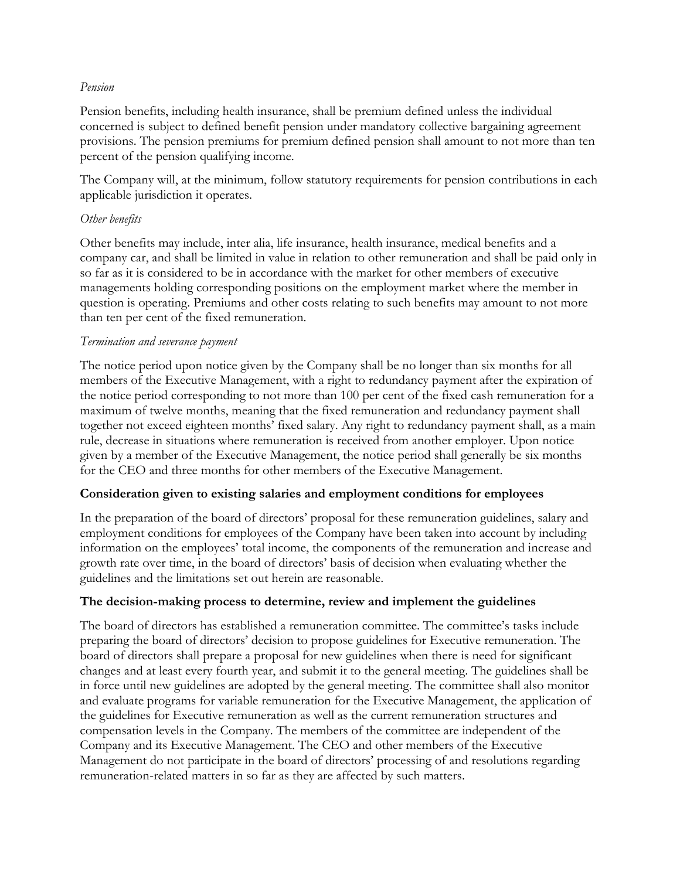*Pension*

Pension benefits, including health insurance, shall be premium defined unless the individual concerned is subject to defined benefit pension under mandatory collective bargaining agreement provisions. The pension premiums for premium defined pension shall amount to not more than ten percent of the pension qualifying income.

The Company will, at the minimum, follow statutory requirements for pension contributions in each applicable jurisdiction it operates.

*Other benefits*

Other benefits may include, inter alia, life insurance, health insurance, medical benefits and a company car, and shall be limited in value in relation to other remuneration and shall be paid only in so far as it is considered to be in accordance with the market for other members of executive managements holding corresponding positions on the employment market where the member in question is operating. Premiums and other costs relating to such benefits may amount to not more than ten per cent of the fixed remuneration.

*Termination and severance payment*

The notice period upon notice given by the Company shall be no longer than six months for all members of the Executive Management, with a right to redundancy payment after the expiration of the notice period corresponding to not more than 100 per cent of the fixed cash remuneration for a maximum of twelve months, meaning that the fixed remuneration and redundancy payment shall together not exceed eighteen months' fixed salary. Any right to redundancy payment shall, as a main rule, decrease in situations where remuneration is received from another employer. Upon notice given by a member of the Executive Management, the notice period shall generally be six months for the CEO and three months for other members of the Executive Management.

**Consideration given to existing salaries and employment conditions for employees**

In the preparation of the board of directors' proposal for these remuneration guidelines, salary and employment conditions for employees of the Company have been taken into account by including information on the employees' total income, the components of the remuneration and increase and growth rate over time, in the board of directors' basis of decision when evaluating whether the guidelines and the limitations set out herein are reasonable.

**The decision-making process to determine, review and implement the guidelines**

The board of directors has established a remuneration committee. The committee's tasks include preparing the board of directors' decision to propose guidelines for Executive remuneration. The board of directors shall prepare a proposal for new guidelines when there is need for significant changes and at least every fourth year, and submit it to the general meeting. The guidelines shall be in force until new guidelines are adopted by the general meeting. The committee shall also monitor and evaluate programs for variable remuneration for the Executive Management, the application of the guidelines for Executive remuneration as well as the current remuneration structures and compensation levels in the Company. The members of the committee are independent of the Company and its Executive Management. The CEO and other members of the Executive Management do not participate in the board of directors' processing of and resolutions regarding remuneration-related matters in so far as they are affected by such matters.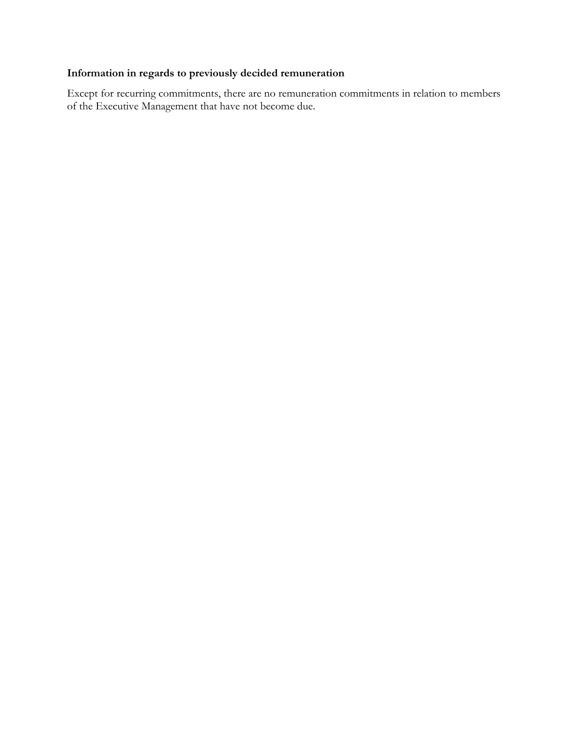**Information in regards to previously decided remuneration**

Except for recurring commitments, there are no remuneration commitments in relation to members of the Executive Management that have not become due.